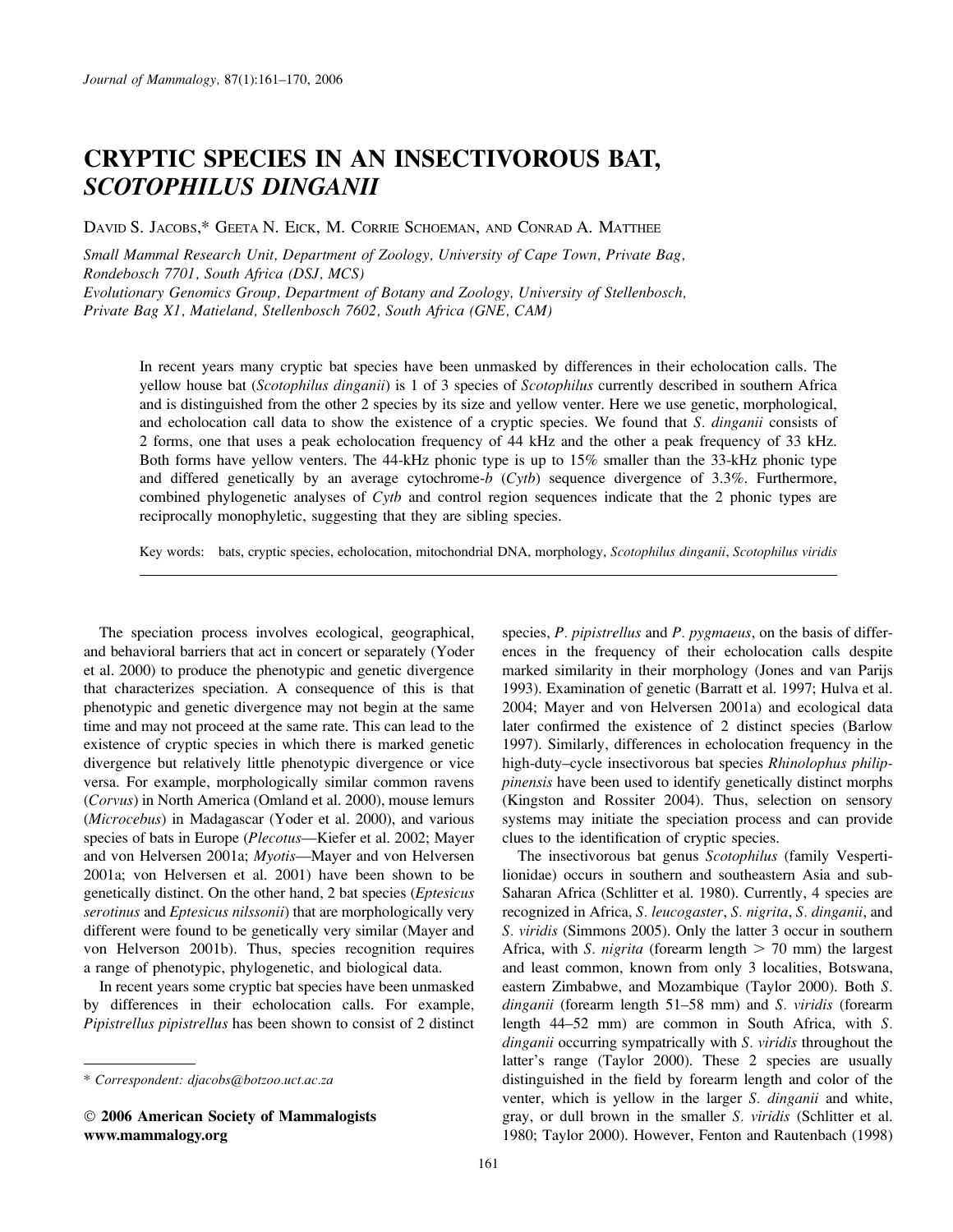# CRYPTIC SPECIES IN AN INSECTIVOROUS BAT, *SCOTOPHILUS DINGANII*

DAVID S. JACOBS,* GEETA N. EICK, M. CORRIE SCHOEMAN, AND CONRAD A. MATTHEE

*Small Mammal Research Unit, Department of Zoology, University of Cape Town, Private Bag, Rondebosch 7701, South Africa (DSJ, MCS)*
*Evolutionary Genomics Group, Department of Botany and Zoology, University of Stellenbosch, Private Bag X1, Matieland, Stellenbosch 7602, South Africa (GNE, CAM)*

In recent years many cryptic bat species have been unmasked by differences in their echolocation calls. The yellow house bat (*Scotophilus dinganii*) is 1 of 3 species of *Scotophilus* currently described in southern Africa and is distinguished from the other 2 species by its size and yellow venter. Here we use genetic, morphological, and echolocation call data to show the existence of a cryptic species. We found that *S. dinganii* consists of 2 forms, one that uses a peak echolocation frequency of 44 kHz and the other a peak frequency of 33 kHz. Both forms have yellow venters. The 44-kHz phonic type is up to 15% smaller than the 33-kHz phonic type and differed genetically by an average cytochrome-*b* (*Cytb*) sequence divergence of 3.3%. Furthermore, combined phylogenetic analyses of *Cytb* and control region sequences indicate that the 2 phonic types are reciprocally monophyletic, suggesting that they are sibling species.

Key words: bats, cryptic species, echolocation, mitochondrial DNA, morphology, *Scotophilus dinganii*, *Scotophilus viridis*

The speciation process involves ecological, geographical, and behavioral barriers that act in concert or separately (Yoder et al. 2000) to produce the phenotypic and genetic divergence that characterizes speciation. A consequence of this is that phenotypic and genetic divergence may not begin at the same time and may not proceed at the same rate. This can lead to the existence of cryptic species in which there is marked genetic divergence but relatively little phenotypic divergence or vice versa. For example, morphologically similar common ravens (*Corvus*) in North America (Omland et al. 2000), mouse lemurs (*Microcebus*) in Madagascar (Yoder et al. 2000), and various species of bats in Europe (*Plecotus*—Kiefer et al. 2002; Mayer and von Helversen 2001a; *Myotis*—Mayer and von Helversen 2001a; von Helversen et al. 2001) have been shown to be genetically distinct. On the other hand, 2 bat species (*Eptesicus serotinus* and *Eptesicus nilssonii*) that are morphologically very different were found to be genetically very similar (Mayer and von Helverson 2001b). Thus, species recognition requires a range of phenotypic, phylogenetic, and biological data.

In recent years some cryptic bat species have been unmasked by differences in their echolocation calls. For example, *Pipistrellus pipistrellus* has been shown to consist of 2 distinct species, *P. pipistrellus* and *P. pygmaeus*, on the basis of differences in the frequency of their echolocation calls despite marked similarity in their morphology (Jones and van Parijs 1993). Examination of genetic (Barratt et al. 1997; Hulva et al. 2004; Mayer and von Helversen 2001a) and ecological data later confirmed the existence of 2 distinct species (Barlow 1997). Similarly, differences in echolocation frequency in the high-duty–cycle insectivorous bat species *Rhinolophus philippinensis* have been used to identify genetically distinct morphs (Kingston and Rossiter 2004). Thus, selection on sensory systems may initiate the speciation process and can provide clues to the identification of cryptic species.

The insectivorous bat genus *Scotophilus* (family Vespertilionidae) occurs in southern and southeastern Asia and sub-Saharan Africa (Schlitter et al. 1980). Currently, 4 species are recognized in Africa, *S. leucogaster*, *S. nigrita*, *S. dinganii*, and *S. viridis* (Simmons 2005). Only the latter 3 occur in southern Africa, with *S. nigrita* (forearm length > 70 mm) the largest and least common, known from only 3 localities, Botswana, eastern Zimbabwe, and Mozambique (Taylor 2000). Both *S. dinganii* (forearm length 51–58 mm) and *S. viridis* (forearm length 44–52 mm) are common in South Africa, with *S. dinganii* occurring sympatrically with *S. viridis* throughout the latter's range (Taylor 2000). These 2 species are usually distinguished in the field by forearm length and color of the venter, which is yellow in the larger *S. dinganii* and white, gray, or dull brown in the smaller *S. viridis* (Schlitter et al. 1980; Taylor 2000). However, Fenton and Rautenbach (1998)

* *Correspondent: djacobs@botzoo.uct.ac.za*

© 2006 American Society of Mammalogists
www.mammalogy.org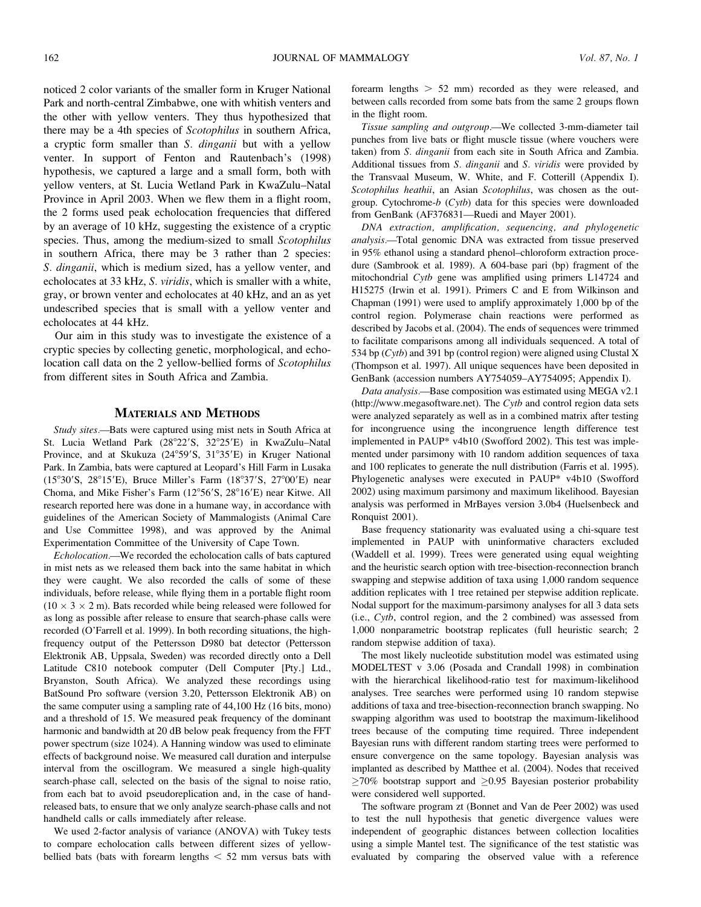noticed 2 color variants of the smaller form in Kruger National Park and north-central Zimbabwe, one with whitish venters and the other with yellow venters. They thus hypothesized that there may be a 4th species of *Scotophilus* in southern Africa, a cryptic form smaller than *S. dinganii* but with a yellow venter. In support of Fenton and Rautenbach's (1998) hypothesis, we captured a large and a small form, both with yellow venters, at St. Lucia Wetland Park in KwaZulu–Natal Province in April 2003. When we flew them in a flight room, the 2 forms used peak echolocation frequencies that differed by an average of 10 kHz, suggesting the existence of a cryptic species. Thus, among the medium-sized to small *Scotophilus* in southern Africa, there may be 3 rather than 2 species: *S. dinganii*, which is medium sized, has a yellow venter, and echolocates at 33 kHz, *S. viridis*, which is smaller with a white, gray, or brown venter and echolocates at 40 kHz, and an as yet undescribed species that is small with a yellow venter and echolocates at 44 kHz.

Our aim in this study was to investigate the existence of a cryptic species by collecting genetic, morphological, and echolocation call data on the 2 yellow-bellied forms of *Scotophilus* from different sites in South Africa and Zambia.

## Materials and Methods

*Study sites.*—Bats were captured using mist nets in South Africa at St. Lucia Wetland Park (28°22′S, 32°25′E) in KwaZulu–Natal Province, and at Skukuza (24°59′S, 31°35′E) in Kruger National Park. In Zambia, bats were captured at Leopard's Hill Farm in Lusaka (15°30′S, 28°15′E), Bruce Miller's Farm (18°37′S, 27°00′E) near Choma, and Mike Fisher's Farm (12°56′S, 28°16′E) near Kitwe. All research reported here was done in a humane way, in accordance with guidelines of the American Society of Mammalogists (Animal Care and Use Committee 1998), and was approved by the Animal Experimentation Committee of the University of Cape Town.

*Echolocation.*—We recorded the echolocation calls of bats captured in mist nets as we released them back into the same habitat in which they were caught. We also recorded the calls of some of these individuals, before release, while flying them in a portable flight room (10 × 3 × 2 m). Bats recorded while being released were followed for as long as possible after release to ensure that search-phase calls were recorded (O'Farrell et al. 1999). In both recording situations, the high-frequency output of the Pettersson D980 bat detector (Pettersson Elektronik AB, Uppsala, Sweden) was recorded directly onto a Dell Latitude C810 notebook computer (Dell Computer [Pty.] Ltd., Bryanston, South Africa). We analyzed these recordings using BatSound Pro software (version 3.20, Pettersson Elektronik AB) on the same computer using a sampling rate of 44,100 Hz (16 bits, mono) and a threshold of 15. We measured peak frequency of the dominant harmonic and bandwidth at 20 dB below peak frequency from the FFT power spectrum (size 1024). A Hanning window was used to eliminate effects of background noise. We measured call duration and interpulse interval from the oscillogram. We measured a single high-quality search-phase call, selected on the basis of the signal to noise ratio, from each bat to avoid pseudoreplication and, in the case of hand-released bats, to ensure that we only analyze search-phase calls and not handheld calls or calls immediately after release.

We used 2-factor analysis of variance (ANOVA) with Tukey tests to compare echolocation calls between different sizes of yellow-bellied bats (bats with forearm lengths < 52 mm versus bats with forearm lengths > 52 mm) recorded as they were released, and between calls recorded from some bats from the same 2 groups flown in the flight room.

*Tissue sampling and outgroup.*—We collected 3-mm-diameter tail punches from live bats or flight muscle tissue (where vouchers were taken) from *S. dinganii* from each site in South Africa and Zambia. Additional tissues from *S. dinganii* and *S. viridis* were provided by the Transvaal Museum, W. White, and F. Cotterill (Appendix I). *Scotophilus heathii*, an Asian *Scotophilus*, was chosen as the outgroup. Cytochrome-*b* (*Cytb*) data for this species were downloaded from GenBank (AF376831—Ruedi and Mayer 2001).

*DNA extraction, amplification, sequencing, and phylogenetic analysis.*—Total genomic DNA was extracted from tissue preserved in 95% ethanol using a standard phenol–chloroform extraction procedure (Sambrook et al. 1989). A 604-base pari (bp) fragment of the mitochondrial *Cytb* gene was amplified using primers L14724 and H15275 (Irwin et al. 1991). Primers C and E from Wilkinson and Chapman (1991) were used to amplify approximately 1,000 bp of the control region. Polymerase chain reactions were performed as described by Jacobs et al. (2004). The ends of sequences were trimmed to facilitate comparisons among all individuals sequenced. A total of 534 bp (*Cytb*) and 391 bp (control region) were aligned using Clustal X (Thompson et al. 1997). All unique sequences have been deposited in GenBank (accession numbers AY754059–AY754095; Appendix I).

*Data analysis.*—Base composition was estimated using MEGA v2.1 (http://www.megasoftware.net). The *Cytb* and control region data sets were analyzed separately as well as in a combined matrix after testing for incongruence using the incongruence length difference test implemented in PAUP* v4b10 (Swofford 2002). This test was implemented under parsimony with 10 random addition sequences of taxa and 100 replicates to generate the null distribution (Farris et al. 1995). Phylogenetic analyses were executed in PAUP* v4b10 (Swofford 2002) using maximum parsimony and maximum likelihood. Bayesian analysis was performed in MrBayes version 3.0b4 (Huelsenbeck and Ronquist 2001).

Base frequency stationarity was evaluated using a chi-square test implemented in PAUP with uninformative characters excluded (Waddell et al. 1999). Trees were generated using equal weighting and the heuristic search option with tree-bisection-reconnection branch swapping and stepwise addition of taxa using 1,000 random sequence addition replicates with 1 tree retained per stepwise addition replicate. Nodal support for the maximum-parsimony analyses for all 3 data sets (i.e., *Cytb*, control region, and the 2 combined) was assessed from 1,000 nonparametric bootstrap replicates (full heuristic search; 2 random stepwise addition of taxa).

The most likely nucleotide substitution model was estimated using MODELTEST v 3.06 (Posada and Crandall 1998) in combination with the hierarchical likelihood-ratio test for maximum-likelihood analyses. Tree searches were performed using 10 random stepwise additions of taxa and tree-bisection-reconnection branch swapping. No swapping algorithm was used to bootstrap the maximum-likelihood trees because of the computing time required. Three independent Bayesian runs with different random starting trees were performed to ensure convergence on the same topology. Bayesian analysis was implanted as described by Matthee et al. (2004). Nodes that received ≥70% bootstrap support and ≥0.95 Bayesian posterior probability were considered well supported.

The software program zt (Bonnet and Van de Peer 2002) was used to test the null hypothesis that genetic divergence values were independent of geographic distances between collection localities using a simple Mantel test. The significance of the test statistic was evaluated by comparing the observed value with a reference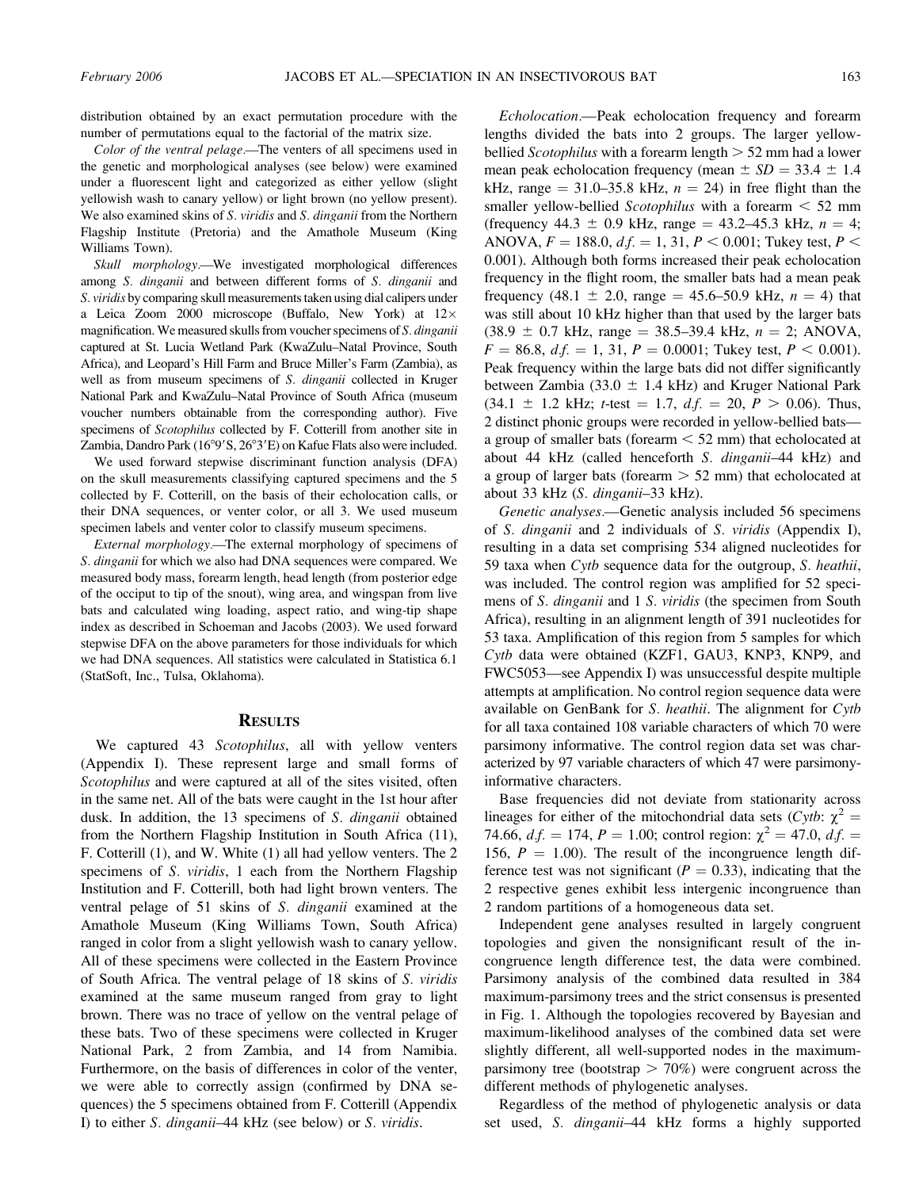distribution obtained by an exact permutation procedure with the number of permutations equal to the factorial of the matrix size.

*Color of the ventral pelage*.—The venters of all specimens used in the genetic and morphological analyses (see below) were examined under a fluorescent light and categorized as either yellow (slight yellowish wash to canary yellow) or light brown (no yellow present). We also examined skins of *S. viridis* and *S. dinganii* from the Northern Flagship Institute (Pretoria) and the Amathole Museum (King Williams Town).

*Skull morphology*.—We investigated morphological differences among *S. dinganii* and between different forms of *S. dinganii* and *S. viridis* by comparing skull measurements taken using dial calipers under a Leica Zoom 2000 microscope (Buffalo, New York) at 12× magnification. We measured skulls from voucher specimens of *S. dinganii* captured at St. Lucia Wetland Park (KwaZulu–Natal Province, South Africa), and Leopard's Hill Farm and Bruce Miller's Farm (Zambia), as well as from museum specimens of *S. dinganii* collected in Kruger National Park and KwaZulu–Natal Province of South Africa (museum voucher numbers obtainable from the corresponding author). Five specimens of *Scotophilus* collected by F. Cotterill from another site in Zambia, Dandro Park (16°9′S, 26°3′E) on Kafue Flats also were included.

We used forward stepwise discriminant function analysis (DFA) on the skull measurements classifying captured specimens and the 5 collected by F. Cotterill, on the basis of their echolocation calls, or their DNA sequences, or venter color, or all 3. We used museum specimen labels and venter color to classify museum specimens.

*External morphology*.—The external morphology of specimens of *S. dinganii* for which we also had DNA sequences were compared. We measured body mass, forearm length, head length (from posterior edge of the occiput to tip of the snout), wing area, and wingspan from live bats and calculated wing loading, aspect ratio, and wing-tip shape index as described in Schoeman and Jacobs (2003). We used forward stepwise DFA on the above parameters for those individuals for which we had DNA sequences. All statistics were calculated in Statistica 6.1 (StatSoft, Inc., Tulsa, Oklahoma).

## Results

We captured 43 *Scotophilus*, all with yellow venters (Appendix I). These represent large and small forms of *Scotophilus* and were captured at all of the sites visited, often in the same net. All of the bats were caught in the 1st hour after dusk. In addition, the 13 specimens of *S. dinganii* obtained from the Northern Flagship Institution in South Africa (11), F. Cotterill (1), and W. White (1) all had yellow venters. The 2 specimens of *S. viridis*, 1 each from the Northern Flagship Institution and F. Cotterill, both had light brown venters. The ventral pelage of 51 skins of *S. dinganii* examined at the Amathole Museum (King Williams Town, South Africa) ranged in color from a slight yellowish wash to canary yellow. All of these specimens were collected in the Eastern Province of South Africa. The ventral pelage of 18 skins of *S. viridis* examined at the same museum ranged from gray to light brown. There was no trace of yellow on the ventral pelage of these bats. Two of these specimens were collected in Kruger National Park, 2 from Zambia, and 14 from Namibia. Furthermore, on the basis of differences in color of the venter, we were able to correctly assign (confirmed by DNA sequences) the 5 specimens obtained from F. Cotterill (Appendix I) to either *S. dinganii*–44 kHz (see below) or *S. viridis*.

*Echolocation*.—Peak echolocation frequency and forearm lengths divided the bats into 2 groups. The larger yellow-bellied *Scotophilus* with a forearm length > 52 mm had a lower mean peak echolocation frequency (mean ± *SD* = 33.4 ± 1.4 kHz, range = 31.0–35.8 kHz, $n = 24$) in free flight than the smaller yellow-bellied *Scotophilus* with a forearm < 52 mm (frequency 44.3 ± 0.9 kHz, range = 43.2–45.3 kHz, $n = 4$; ANOVA, $F = 188.0$, $d.f. = 1, 31$, $P < 0.001$; Tukey test, $P < 0.001$). Although both forms increased their peak echolocation frequency in the flight room, the smaller bats had a mean peak frequency (48.1 ± 2.0, range = 45.6–50.9 kHz, $n = 4$) that was still about 10 kHz higher than that used by the larger bats (38.9 ± 0.7 kHz, range = 38.5–39.4 kHz, $n = 2$; ANOVA, $F = 86.8$, $d.f. = 1, 31$, $P = 0.0001$; Tukey test, $P < 0.001$). Peak frequency within the large bats did not differ significantly between Zambia (33.0 ± 1.4 kHz) and Kruger National Park (34.1 ± 1.2 kHz; $t$-test = 1.7, $d.f. = 20$, $P > 0.06$). Thus, 2 distinct phonic groups were recorded in yellow-bellied bats—a group of smaller bats (forearm < 52 mm) that echolocated at about 44 kHz (called henceforth *S. dinganii*–44 kHz) and a group of larger bats (forearm > 52 mm) that echolocated at about 33 kHz (*S. dinganii*–33 kHz).

*Genetic analyses*.—Genetic analysis included 56 specimens of *S. dinganii* and 2 individuals of *S. viridis* (Appendix I), resulting in a data set comprising 534 aligned nucleotides for 59 taxa when *Cytb* sequence data for the outgroup, *S. heathii*, was included. The control region was amplified for 52 specimens of *S. dinganii* and 1 *S. viridis* (the specimen from South Africa), resulting in an alignment length of 391 nucleotides for 53 taxa. Amplification of this region from 5 samples for which *Cytb* data were obtained (KZF1, GAU3, KNP3, KNP9, and FWC5053—see Appendix I) was unsuccessful despite multiple attempts at amplification. No control region sequence data were available on GenBank for *S. heathii*. The alignment for *Cytb* for all taxa contained 108 variable characters of which 70 were parsimony informative. The control region data set was characterized by 97 variable characters of which 47 were parsimony-informative characters.

Base frequencies did not deviate from stationarity across lineages for either of the mitochondrial data sets (*Cytb*: $\chi^2 = 74.66$, $d.f. = 174$, $P = 1.00$; control region: $\chi^2 = 47.0$, $d.f. = 156$, $P = 1.00$). The result of the incongruence length difference test was not significant ($P = 0.33$), indicating that the 2 respective genes exhibit less intergenic incongruence than 2 random partitions of a homogeneous data set.

Independent gene analyses resulted in largely congruent topologies and given the nonsignificant result of the incongruence length difference test, the data were combined. Parsimony analysis of the combined data resulted in 384 maximum-parsimony trees and the strict consensus is presented in Fig. 1. Although the topologies recovered by Bayesian and maximum-likelihood analyses of the combined data set were slightly different, all well-supported nodes in the maximum-parsimony tree (bootstrap > 70%) were congruent across the different methods of phylogenetic analyses.

Regardless of the method of phylogenetic analysis or data set used, *S. dinganii*–44 kHz forms a highly supported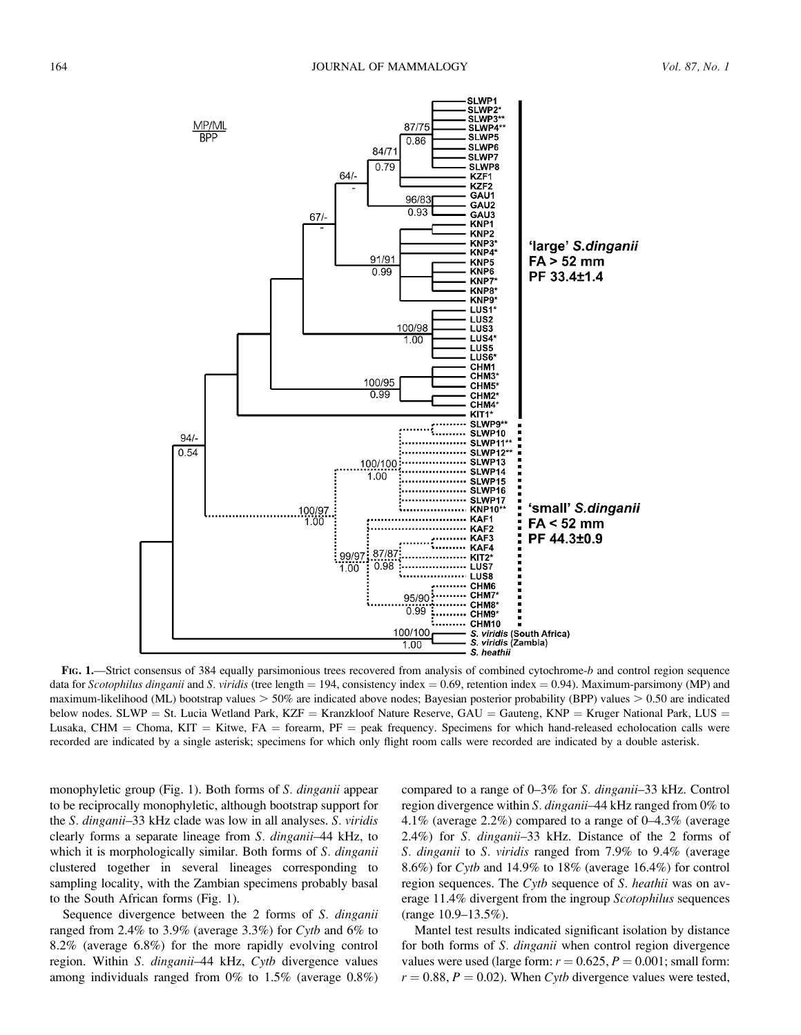**Fig. 1.**—Strict consensus of 384 equally parsimonious trees recovered from analysis of combined cytochrome-*b* and control region sequence data for *Scotophilus dinganii* and *S. viridis* (tree length = 194, consistency index = 0.69, retention index = 0.94). Maximum-parsimony (MP) and maximum-likelihood (ML) bootstrap values > 50% are indicated above nodes; Bayesian posterior probability (BPP) values > 0.50 are indicated below nodes. SLWP = St. Lucia Wetland Park, KZF = Kranzkloof Nature Reserve, GAU = Gauteng, KNP = Kruger National Park, LUS = Lusaka, CHM = Choma, KIT = Kitwe, FA = forearm, PF = peak frequency. Specimens for which hand-released echolocation calls were recorded are indicated by a single asterisk; specimens for which only flight room calls were recorded are indicated by a double asterisk.

monophyletic group (Fig. 1). Both forms of *S. dinganii* appear to be reciprocally monophyletic, although bootstrap support for the *S. dinganii*–33 kHz clade was low in all analyses. *S. viridis* clearly forms a separate lineage from *S. dinganii*–44 kHz, to which it is morphologically similar. Both forms of *S. dinganii* clustered together in several lineages corresponding to sampling locality, with the Zambian specimens probably basal to the South African forms (Fig. 1).

Sequence divergence between the 2 forms of *S. dinganii* ranged from 2.4% to 3.9% (average 3.3%) for *Cytb* and 6% to 8.2% (average 6.8%) for the more rapidly evolving control region. Within *S. dinganii*–44 kHz, *Cytb* divergence values among individuals ranged from 0% to 1.5% (average 0.8%) compared to a range of 0–3% for *S. dinganii*–33 kHz. Control region divergence within *S. dinganii*–44 kHz ranged from 0% to 4.1% (average 2.2%) compared to a range of 0–4.3% (average 2.4%) for *S. dinganii*–33 kHz. Distance of the 2 forms of *S. dinganii* to *S. viridis* ranged from 7.9% to 9.4% (average 8.6%) for *Cytb* and 14.9% to 18% (average 16.4%) for control region sequences. The *Cytb* sequence of *S. heathii* was on average 11.4% divergent from the ingroup *Scotophilus* sequences (range 10.9–13.5%).

Mantel test results indicated significant isolation by distance for both forms of *S. dinganii* when control region divergence values were used (large form: $r = 0.625$, $P = 0.001$; small form: $r = 0.88$, $P = 0.02$). When *Cytb* divergence values were tested,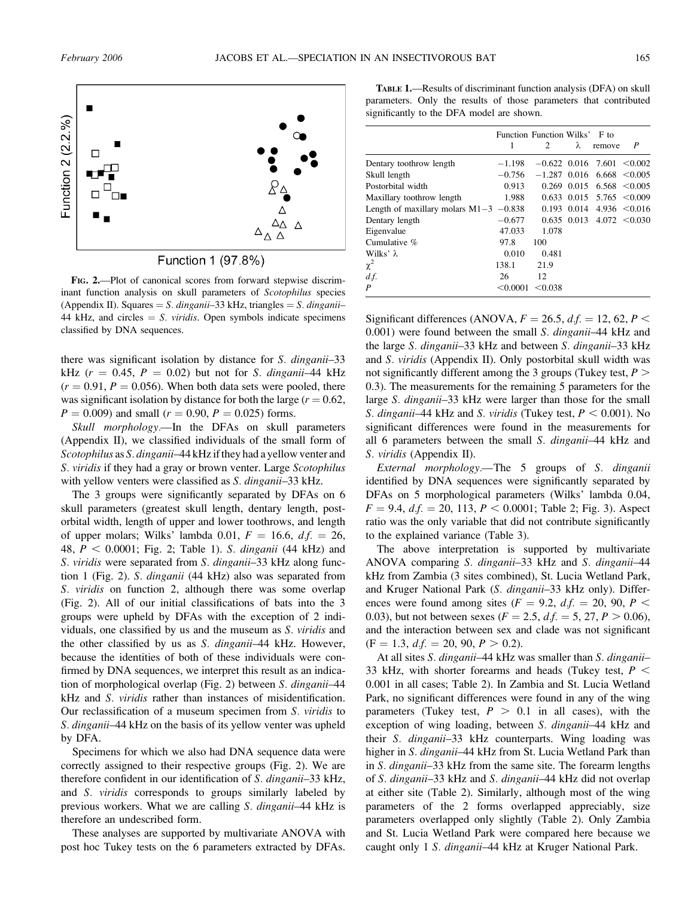FIG. 2.—Plot of canonical scores from forward stepwise discriminant function analysis on skull parameters of *Scotophilus* species (Appendix II). Squares = *S. dinganii*–33 kHz, triangles = *S. dinganii*–44 kHz, and circles = *S. viridis*. Open symbols indicate specimens classified by DNA sequences.

there was significant isolation by distance for *S. dinganii*–33 kHz ($r = 0.45$, $P = 0.02$) but not for *S. dinganii*–44 kHz ($r = 0.91$, $P = 0.056$). When both data sets were pooled, there was significant isolation by distance for both the large ($r = 0.62$, $P = 0.009$) and small ($r = 0.90$, $P = 0.025$) forms.

*Skull morphology*.—In the DFAs on skull parameters (Appendix II), we classified individuals of the small form of *Scotophilus* as *S. dinganii*–44 kHz if they had a yellow venter and *S. viridis* if they had a gray or brown venter. Large *Scotophilus* with yellow venters were classified as *S. dinganii*–33 kHz.

The 3 groups were significantly separated by DFAs on 6 skull parameters (greatest skull length, dentary length, postorbital width, length of upper and lower toothrows, and length of upper molars; Wilks' lambda 0.01, $F = 16.6$, $d.f. = 26, 48$, $P < 0.0001$; Fig. 2; Table 1). *S. dinganii* (44 kHz) and *S. viridis* were separated from *S. dinganii*–33 kHz along function 1 (Fig. 2). *S. dinganii* (44 kHz) also was separated from *S. viridis* on function 2, although there was some overlap (Fig. 2). All of our initial classifications of bats into the 3 groups were upheld by DFAs with the exception of 2 individuals, one classified by us and the museum as *S. viridis* and the other classified by us as *S. dinganii*–44 kHz. However, because the identities of both of these individuals were confirmed by DNA sequences, we interpret this result as an indication of morphological overlap (Fig. 2) between *S. dinganii*–44 kHz and *S. viridis* rather than instances of misidentification. Our reclassification of a museum specimen from *S. viridis* to *S. dinganii*–44 kHz on the basis of its yellow venter was upheld by DFA.

Specimens for which we also had DNA sequence data were correctly assigned to their respective groups (Fig. 2). We are therefore confident in our identification of *S. dinganii*–33 kHz, and *S. viridis* corresponds to groups similarly labeled by previous workers. What we are calling *S. dinganii*–44 kHz is therefore an undescribed form.

These analyses are supported by multivariate ANOVA with post hoc Tukey tests on the 6 parameters extracted by DFAs.

**TABLE 1.**—Results of discriminant function analysis (DFA) on skull parameters. Only the results of those parameters that contributed significantly to the DFA model are shown.

| | Function 1 | Function 2 | Wilks' $\lambda$ | F to remove | $P$ |
|---|---|---|---|---|---|
| Dentary toothrow length | −1.198 | −0.622 | 0.016 | 7.601 | <0.002 |
| Skull length | −0.756 | −1.287 | 0.016 | 6.668 | <0.005 |
| Postorbital width | 0.913 | 0.269 | 0.015 | 6.568 | <0.005 |
| Maxillary toothrow length | 1.988 | 0.633 | 0.015 | 5.765 | <0.009 |
| Length of maxillary molars M1–3 | −0.838 | 0.193 | 0.014 | 4.936 | <0.016 |
| Dentary length | −0.677 | 0.635 | 0.013 | 4.072 | <0.030 |
| Eigenvalue | 47.033 | 1.078 | | | |
| Cumulative % | 97.8 | 100 | | | |
| Wilks' $\lambda$ | 0.010 | 0.481 | | | |
| $\chi^2$ | 138.1 | 21.9 | | | |
| *d.f.* | 26 | 12 | | | |
| $P$ | <0.0001 | <0.038 | | | |

Significant differences (ANOVA, $F = 26.5$, $d.f. = 12, 62$, $P < 0.001$) were found between the small *S. dinganii*–44 kHz and the large *S. dinganii*–33 kHz and between *S. dinganii*–33 kHz and *S. viridis* (Appendix II). Only postorbital skull width was not significantly different among the 3 groups (Tukey test, $P > 0.3$). The measurements for the remaining 5 parameters for the large *S. dinganii*–33 kHz were larger than those for the small *S. dinganii*–44 kHz and *S. viridis* (Tukey test, $P < 0.001$). No significant differences were found in the measurements for all 6 parameters between the small *S. dinganii*–44 kHz and *S. viridis* (Appendix II).

*External morphology*.—The 5 groups of *S. dinganii* identified by DNA sequences were significantly separated by DFAs on 5 morphological parameters (Wilks' lambda 0.04, $F = 9.4$, $d.f. = 20, 113$, $P < 0.0001$; Table 2; Fig. 3). Aspect ratio was the only variable that did not contribute significantly to the explained variance (Table 3).

The above interpretation is supported by multivariate ANOVA comparing *S. dinganii*–33 kHz and *S. dinganii*–44 kHz from Zambia (3 sites combined), St. Lucia Wetland Park, and Kruger National Park (*S. dinganii*–33 kHz only). Differences were found among sites ($F = 9.2$, $d.f. = 20, 90$, $P < 0.03$), but not between sexes ($F = 2.5$, $d.f. = 5, 27$, $P > 0.06$), and the interaction between sex and clade was not significant ($F = 1.3$, $d.f. = 20, 90$, $P > 0.2$).

At all sites *S. dinganii*–44 kHz was smaller than *S. dinganii*–33 kHz, with shorter forearms and heads (Tukey test, $P < 0.001$ in all cases; Table 2). In Zambia and St. Lucia Wetland Park, no significant differences were found in any of the wing parameters (Tukey test, $P > 0.1$ in all cases), with the exception of wing loading, between *S. dinganii*–44 kHz and their *S. dinganii*–33 kHz counterparts. Wing loading was higher in *S. dinganii*–44 kHz from St. Lucia Wetland Park than in *S. dinganii*–33 kHz from the same site. The forearm lengths of *S. dinganii*–33 kHz and *S. dinganii*–44 kHz did not overlap at either site (Table 2). Similarly, although most of the wing parameters of the 2 forms overlapped appreciably, size parameters overlapped only slightly (Table 2). Only Zambia and St. Lucia Wetland Park were compared here because we caught only 1 *S. dinganii*–44 kHz at Kruger National Park.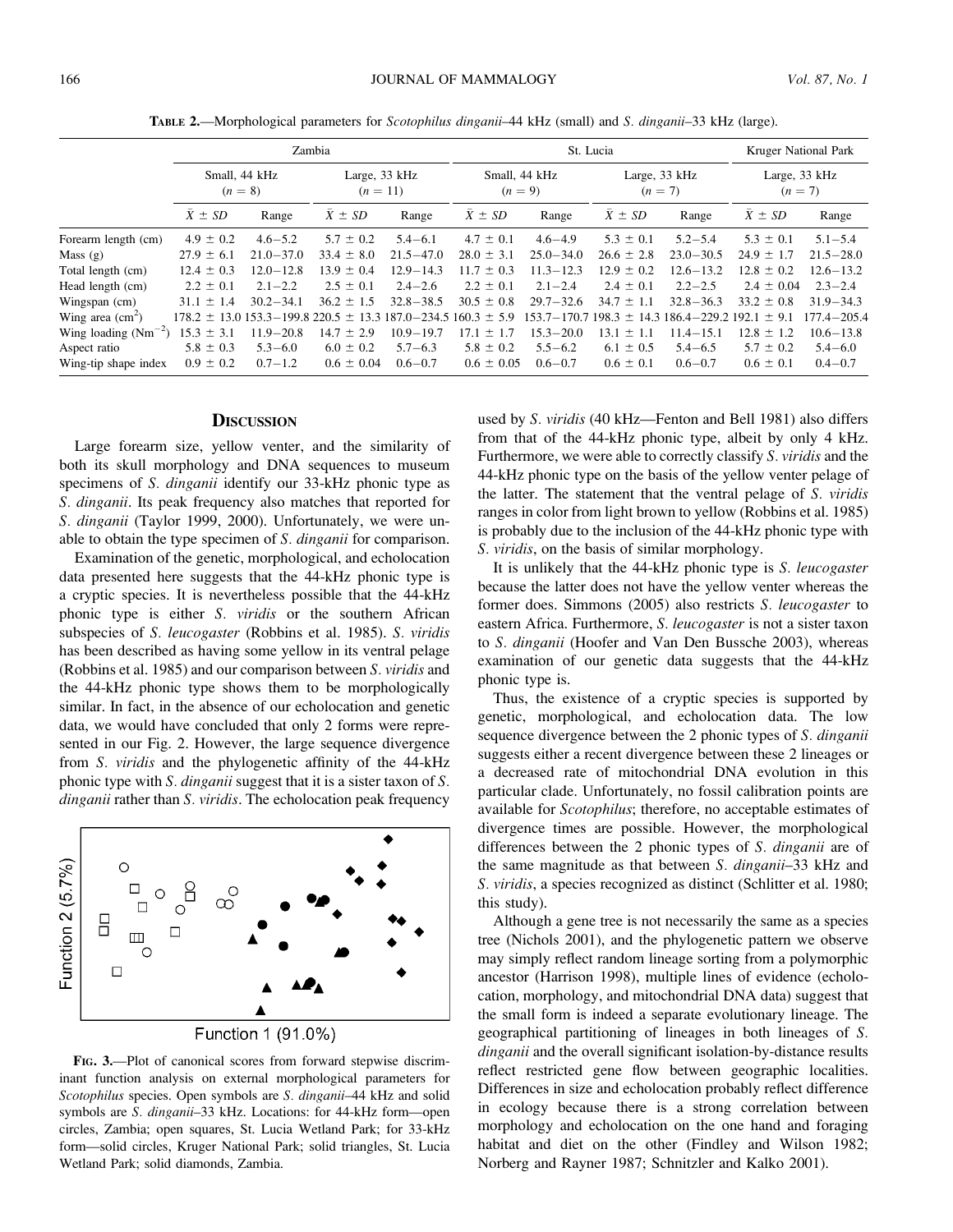**Table 2.**—Morphological parameters for *Scotophilus dinganii*–44 kHz (small) and *S. dinganii*–33 kHz (large).

| | Zambia | | | | St. Lucia | | | | Kruger National Park | |
|---|---|---|---|---|---|---|---|---|---|---|
| | Small, 44 kHz ($n = 8$) | | Large, 33 kHz ($n = 11$) | | Small, 44 kHz ($n = 9$) | | Large, 33 kHz ($n = 7$) | | Large, 33 kHz ($n = 7$) | |
| | $\bar{X} \pm SD$ | Range | $\bar{X} \pm SD$ | Range | $\bar{X} \pm SD$ | Range | $\bar{X} \pm SD$ | Range | $\bar{X} \pm SD$ | Range |
| Forearm length (cm) | 4.9 ± 0.2 | 4.6–5.2 | 5.7 ± 0.2 | 5.4–6.1 | 4.7 ± 0.1 | 4.6–4.9 | 5.3 ± 0.1 | 5.2–5.4 | 5.3 ± 0.1 | 5.1–5.4 |
| Mass (g) | 27.9 ± 6.1 | 21.0–37.0 | 33.4 ± 8.0 | 21.5–47.0 | 28.0 ± 3.1 | 25.0–34.0 | 26.6 ± 2.8 | 23.0–30.5 | 24.9 ± 1.7 | 21.5–28.0 |
| Total length (cm) | 12.4 ± 0.3 | 12.0–12.8 | 13.9 ± 0.4 | 12.9–14.3 | 11.7 ± 0.3 | 11.3–12.3 | 12.9 ± 0.2 | 12.6–13.2 | 12.8 ± 0.2 | 12.6–13.2 |
| Head length (cm) | 2.2 ± 0.1 | 2.1–2.2 | 2.5 ± 0.1 | 2.4–2.6 | 2.2 ± 0.1 | 2.1–2.4 | 2.4 ± 0.1 | 2.2–2.5 | 2.4 ± 0.04 | 2.3–2.4 |
| Wingspan (cm) | 31.1 ± 1.4 | 30.2–34.1 | 36.2 ± 1.5 | 32.8–38.5 | 30.5 ± 0.8 | 29.7–32.6 | 34.7 ± 1.1 | 32.8–36.3 | 33.2 ± 0.8 | 31.9–34.3 |
| Wing area ($cm^2$) | 178.2 ± 13.0 | 153.3–199.8 | 220.5 ± 13.3 | 187.0–234.5 | 160.3 ± 5.9 | 153.7–170.7 | 198.3 ± 14.3 | 186.4–229.2 | 192.1 ± 9.1 | 177.4–205.4 |
| Wing loading ($Nm^{-2}$) | 15.3 ± 3.1 | 11.9–20.8 | 14.7 ± 2.9 | 10.9–19.7 | 17.1 ± 1.7 | 15.3–20.0 | 13.1 ± 1.1 | 11.4–15.1 | 12.8 ± 1.2 | 10.6–13.8 |
| Aspect ratio | 5.8 ± 0.3 | 5.3–6.0 | 6.0 ± 0.2 | 5.7–6.3 | 5.8 ± 0.2 | 5.5–6.2 | 6.1 ± 0.5 | 5.4–6.5 | 5.7 ± 0.2 | 5.4–6.0 |
| Wing-tip shape index | 0.9 ± 0.2 | 0.7–1.2 | 0.6 ± 0.04 | 0.6–0.7 | 0.6 ± 0.05 | 0.6–0.7 | 0.6 ± 0.1 | 0.6–0.7 | 0.6 ± 0.1 | 0.4–0.7 |

## Discussion

Large forearm size, yellow venter, and the similarity of both its skull morphology and DNA sequences to museum specimens of *S. dinganii* identify our 33-kHz phonic type as *S. dinganii*. Its peak frequency also matches that reported for *S. dinganii* (Taylor 1999, 2000). Unfortunately, we were unable to obtain the type specimen of *S. dinganii* for comparison.

Examination of the genetic, morphological, and echolocation data presented here suggests that the 44-kHz phonic type is a cryptic species. It is nevertheless possible that the 44-kHz phonic type is either *S. viridis* or the southern African subspecies of *S. leucogaster* (Robbins et al. 1985). *S. viridis* has been described as having some yellow in its ventral pelage (Robbins et al. 1985) and our comparison between *S. viridis* and the 44-kHz phonic type shows them to be morphologically similar. In fact, in the absence of our echolocation and genetic data, we would have concluded that only 2 forms were represented in our Fig. 2. However, the large sequence divergence from *S. viridis* and the phylogenetic affinity of the 44-kHz phonic type with *S. dinganii* suggest that it is a sister taxon of *S. dinganii* rather than *S. viridis*. The echolocation peak frequency used by *S. viridis* (40 kHz—Fenton and Bell 1981) also differs from that of the 44-kHz phonic type, albeit by only 4 kHz. Furthermore, we were able to correctly classify *S. viridis* and the 44-kHz phonic type on the basis of the yellow venter pelage of the latter. The statement that the ventral pelage of *S. viridis* ranges in color from light brown to yellow (Robbins et al. 1985) is probably due to the inclusion of the 44-kHz phonic type with *S. viridis*, on the basis of similar morphology.

Function 2 (5.7%)

Function 1 (91.0%)

**Fig. 3.**—Plot of canonical scores from forward stepwise discriminant function analysis on external morphological parameters for *Scotophilus* species. Open symbols are *S. dinganii*–44 kHz and solid symbols are *S. dinganii*–33 kHz. Locations: for 44-kHz form—open circles, Zambia; open squares, St. Lucia Wetland Park; for 33-kHz form—solid circles, Kruger National Park; solid triangles, St. Lucia Wetland Park; solid diamonds, Zambia.

It is unlikely that the 44-kHz phonic type is *S. leucogaster* because the latter does not have the yellow venter whereas the former does. Simmons (2005) also restricts *S. leucogaster* to eastern Africa. Furthermore, *S. leucogaster* is not a sister taxon to *S. dinganii* (Hoofer and Van Den Bussche 2003), whereas examination of our genetic data suggests that the 44-kHz phonic type is.

Thus, the existence of a cryptic species is supported by genetic, morphological, and echolocation data. The low sequence divergence between the 2 phonic types of *S. dinganii* suggests either a recent divergence between these 2 lineages or a decreased rate of mitochondrial DNA evolution in this particular clade. Unfortunately, no fossil calibration points are available for *Scotophilus*; therefore, no acceptable estimates of divergence times are possible. However, the morphological differences between the 2 phonic types of *S. dinganii* are of the same magnitude as that between *S. dinganii*–33 kHz and *S. viridis*, a species recognized as distinct (Schlitter et al. 1980; this study).

Although a gene tree is not necessarily the same as a species tree (Nichols 2001), and the phylogenetic pattern we observe may simply reflect random lineage sorting from a polymorphic ancestor (Harrison 1998), multiple lines of evidence (echolocation, morphology, and mitochondrial DNA data) suggest that the small form is indeed a separate evolutionary lineage. The geographical partitioning of lineages in both lineages of *S. dinganii* and the overall significant isolation-by-distance results reflect restricted gene flow between geographic localities. Differences in size and echolocation probably reflect difference in ecology because there is a strong correlation between morphology and echolocation on the one hand and foraging habitat and diet on the other (Findley and Wilson 1982; Norberg and Rayner 1987; Schnitzler and Kalko 2001).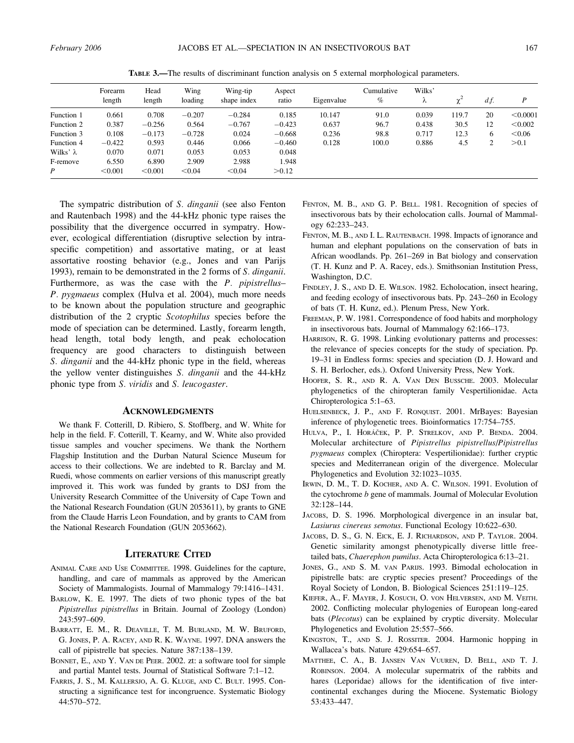**TABLE 3.**—The results of discriminant function analysis on 5 external morphological parameters.

| | Forearm length | Head length | Wing loading | Wing-tip shape index | Aspect ratio | Eigenvalue | Cumulative % | Wilks' λ | $\chi^2$ | *d.f.* | *P* |
|---|---|---|---|---|---|---|---|---|---|---|---|
| Function 1 | 0.661 | 0.708 | −0.207 | −0.284 | 0.185 | 10.147 | 91.0 | 0.039 | 119.7 | 20 | <0.0001 |
| Function 2 | 0.387 | −0.256 | 0.564 | −0.767 | −0.423 | 0.637 | 96.7 | 0.438 | 30.5 | 12 | <0.002 |
| Function 3 | 0.108 | −0.173 | −0.728 | 0.024 | −0.668 | 0.236 | 98.8 | 0.717 | 12.3 | 6 | <0.06 |
| Function 4 | −0.422 | 0.593 | 0.446 | 0.066 | −0.460 | 0.128 | 100.0 | 0.886 | 4.5 | 2 | >0.1 |
| Wilks' λ | 0.070 | 0.071 | 0.053 | 0.053 | 0.048 | | | | | | |
| F-remove | 6.550 | 6.890 | 2.909 | 2.988 | 1.948 | | | | | | |
| *P* | <0.001 | <0.001 | <0.04 | <0.04 | >0.12 | | | | | | |

The sympatric distribution of *S. dinganii* (see also Fenton and Rautenbach 1998) and the 44-kHz phonic type raises the possibility that the divergence occurred in sympatry. However, ecological differentiation (disruptive selection by intraspecific competition) and assortative mating, or at least assortative roosting behavior (e.g., Jones and van Parijs 1993), remain to be demonstrated in the 2 forms of *S. dinganii*. Furthermore, as was the case with the *P. pipistrellus*–*P. pygmaeus* complex (Hulva et al. 2004), much more needs to be known about the population structure and geographic distribution of the 2 cryptic *Scotophilus* species before the mode of speciation can be determined. Lastly, forearm length, head length, total body length, and peak echolocation frequency are good characters to distinguish between *S. dinganii* and the 44-kHz phonic type in the field, whereas the yellow venter distinguishes *S. dinganii* and the 44-kHz phonic type from *S. viridis* and *S. leucogaster*.

## Acknowledgments

We thank F. Cotterill, D. Ribiero, S. Stoffberg, and W. White for help in the field. F. Cotterill, T. Kearny, and W. White also provided tissue samples and voucher specimens. We thank the Northern Flagship Institution and the Durban Natural Science Museum for access to their collections. We are indebted to R. Barclay and M. Ruedi, whose comments on earlier versions of this manuscript greatly improved it. This work was funded by grants to DSJ from the University Research Committee of the University of Cape Town and the National Research Foundation (GUN 2053611), by grants to GNE from the Claude Harris Leon Foundation, and by grants to CAM from the National Research Foundation (GUN 2053662).

## Literature Cited

Animal Care and Use Committee. 1998. Guidelines for the capture, handling, and care of mammals as approved by the American Society of Mammalogists. Journal of Mammalogy 79:1416–1431.

Barlow, K. E. 1997. The diets of two phonic types of the bat *Pipistrellus pipistrellus* in Britain. Journal of Zoology (London) 243:597–609.

Barratt, E. M., R. Deaville, T. M. Burland, M. W. Bruford, G. Jones, P. A. Racey, and R. K. Wayne. 1997. DNA answers the call of pipistrelle bat species. Nature 387:138–139.

Bonnet, E., and Y. Van de Peer. 2002. zt: a software tool for simple and partial Mantel tests. Journal of Statistical Software 7:1–12.

Farris, J. S., M. Kallersjo, A. G. Kluge, and C. Bult. 1995. Constructing a significance test for incongruence. Systematic Biology 44:570–572.

Fenton, M. B., and G. P. Bell. 1981. Recognition of species of insectivorous bats by their echolocation calls. Journal of Mammalogy 62:233–243.

Fenton, M. B., and I. L. Rautenbach. 1998. Impacts of ignorance and human and elephant populations on the conservation of bats in African woodlands. Pp. 261–269 in Bat biology and conservation (T. H. Kunz and P. A. Racey, eds.). Smithsonian Institution Press, Washington, D.C.

Findley, J. S., and D. E. Wilson. 1982. Echolocation, insect hearing, and feeding ecology of insectivorous bats. Pp. 243–260 in Ecology of bats (T. H. Kunz, ed.). Plenum Press, New York.

Freeman, P. W. 1981. Correspondence of food habits and morphology in insectivorous bats. Journal of Mammalogy 62:166–173.

Harrison, R. G. 1998. Linking evolutionary patterns and processes: the relevance of species concepts for the study of speciation. Pp. 19–31 in Endless forms: species and speciation (D. J. Howard and S. H. Berlocher, eds.). Oxford University Press, New York.

Hoofer, S. R., and R. A. Van Den Bussche. 2003. Molecular phylogenetics of the chiropteran family Vespertilionidae. Acta Chiropterologica 5:1–63.

Huelsenbeck, J. P., and F. Ronquist. 2001. MrBayes: Bayesian inference of phylogenetic trees. Bioinformatics 17:754–755.

Hulva, P., I. Horáček, P. P. Strelkov, and P. Benda. 2004. Molecular architecture of *Pipistrellus pipistrellus*/*Pipistrellus pygmaeus* complex (Chiroptera: Vespertilionidae): further cryptic species and Mediterranean origin of the divergence. Molecular Phylogenetics and Evolution 32:1023–1035.

Irwin, D. M., T. D. Kocher, and A. C. Wilson. 1991. Evolution of the cytochrome *b* gene of mammals. Journal of Molecular Evolution 32:128–144.

Jacobs, D. S. 1996. Morphological divergence in an insular bat, *Lasiurus cinereus semotus*. Functional Ecology 10:622–630.

Jacobs, D. S., G. N. Eick, E. J. Richardson, and P. Taylor. 2004. Genetic similarity amongst phenotypically diverse little free-tailed bats, *Chaerephon pumilus*. Acta Chiropterologica 6:13–21.

Jones, G., and S. M. van Parijs. 1993. Bimodal echolocation in pipistrelle bats: are cryptic species present? Proceedings of the Royal Society of London, B. Biological Sciences 251:119–125.

Kiefer, A., F. Mayer, J. Kosuch, O. von Helversen, and M. Veith. 2002. Conflicting molecular phylogenies of European long-eared bats (*Plecotus*) can be explained by cryptic diversity. Molecular Phylogenetics and Evolution 25:557–566.

Kingston, T., and S. J. Rossiter. 2004. Harmonic hopping in Wallacea's bats. Nature 429:654–657.

Matthee, C. A., B. Jansen Van Vuuren, D. Bell, and T. J. Robinson. 2004. A molecular supermatrix of the rabbits and hares (Leporidae) allows for the identification of five intercontinental exchanges during the Miocene. Systematic Biology 53:433–447.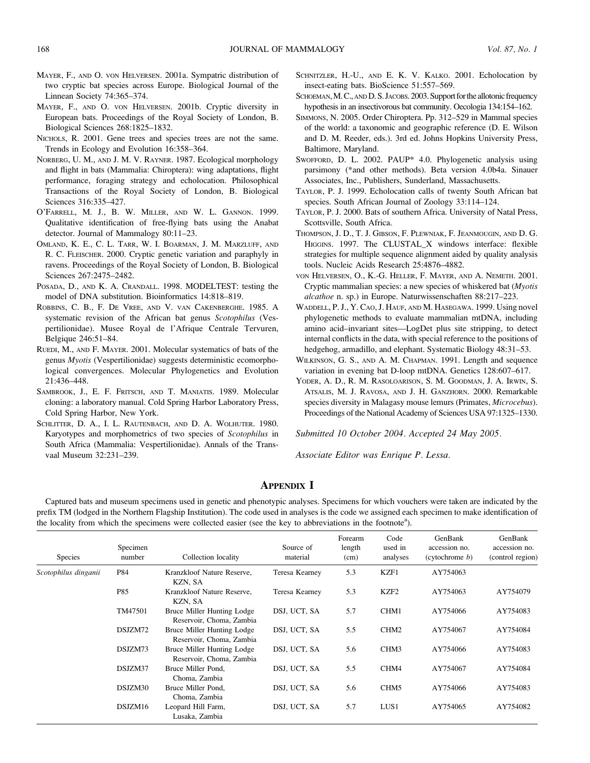Mayer, F., and O. von Helversen. 2001a. Sympatric distribution of two cryptic bat species across Europe. Biological Journal of the Linnean Society 74:365–374.

Mayer, F., and O. von Helversen. 2001b. Cryptic diversity in European bats. Proceedings of the Royal Society of London, B. Biological Sciences 268:1825–1832.

Nichols, R. 2001. Gene trees and species trees are not the same. Trends in Ecology and Evolution 16:358–364.

Norberg, U. M., and J. M. V. Rayner. 1987. Ecological morphology and flight in bats (Mammalia: Chiroptera): wing adaptations, flight performance, foraging strategy and echolocation. Philosophical Transactions of the Royal Society of London, B. Biological Sciences 316:335–427.

O'Farrell, M. J., B. W. Miller, and W. L. Gannon. 1999. Qualitative identification of free-flying bats using the Anabat detector. Journal of Mammalogy 80:11–23.

Omland, K. E., C. L. Tarr, W. I. Boarman, J. M. Marzluff, and R. C. Fleischer. 2000. Cryptic genetic variation and paraphyly in ravens. Proceedings of the Royal Society of London, B. Biological Sciences 267:2475–2482.

Posada, D., and K. A. Crandall. 1998. MODELTEST: testing the model of DNA substitution. Bioinformatics 14:818–819.

Robbins, C. B., F. De Vree, and V. van Cakenberghe. 1985. A systematic revision of the African bat genus *Scotophilus* (Vespertilionidae). Musee Royal de l'Afrique Centrale Tervuren, Belgique 246:51–84.

Ruedi, M., and F. Mayer. 2001. Molecular systematics of bats of the genus *Myotis* (Vespertilionidae) suggests deterministic ecomorphological convergences. Molecular Phylogenetics and Evolution 21:436–448.

Sambrook, J., E. F. Fritsch, and T. Maniatis. 1989. Molecular cloning: a laboratory manual. Cold Spring Harbor Laboratory Press, Cold Spring Harbor, New York.

Schlitter, D. A., I. L. Rautenbach, and D. A. Wolhuter. 1980. Karyotypes and morphometrics of two species of *Scotophilus* in South Africa (Mammalia: Vespertilionidae). Annals of the Transvaal Museum 32:231–239.

Schnitzler, H.-U., and E. K. V. Kalko. 2001. Echolocation by insect-eating bats. BioScience 51:557–569.

Schoeman, M. C., and D. S. Jacobs. 2003. Support for the allotonic frequency hypothesis in an insectivorous bat community. Oecologia 134:154–162.

Simmons, N. 2005. Order Chiroptera. Pp. 312–529 in Mammal species of the world: a taxonomic and geographic reference (D. E. Wilson and D. M. Reeder, eds.). 3rd ed. Johns Hopkins University Press, Baltimore, Maryland.

Swofford, D. L. 2002. PAUP* 4.0. Phylogenetic analysis using parsimony (*and other methods). Beta version 4.0b4a. Sinauer Associates, Inc., Publishers, Sunderland, Massachusetts.

Taylor, P. J. 1999. Echolocation calls of twenty South African bat species. South African Journal of Zoology 33:114–124.

Taylor, P. J. 2000. Bats of southern Africa. University of Natal Press, Scottsville, South Africa.

Thompson, J. D., T. J. Gibson, F. Plewniak, F. Jeanmougin, and D. G. Higgins. 1997. The CLUSTAL_X windows interface: flexible strategies for multiple sequence alignment aided by quality analysis tools. Nucleic Acids Research 25:4876–4882.

von Helversen, O., K.-G. Heller, F. Mayer, and A. Nemeth. 2001. Cryptic mammalian species: a new species of whiskered bat (*Myotis alcathoe* n. sp.) in Europe. Naturwissenschaften 88:217–223.

Waddell, P. J., Y. Cao, J. Hauf, and M. Hasegawa. 1999. Using novel phylogenetic methods to evaluate mammalian mtDNA, including amino acid–invariant sites—LogDet plus site stripping, to detect internal conflicts in the data, with special reference to the positions of hedgehog, armadillo, and elephant. Systematic Biology 48:31–53.

Wilkinson, G. S., and A. M. Chapman. 1991. Length and sequence variation in evening bat D-loop mtDNA. Genetics 128:607–617.

Yoder, A. D., R. M. Rasoloarison, S. M. Goodman, J. A. Irwin, S. Atsalis, M. J. Ravosa, and J. H. Ganzhorn. 2000. Remarkable species diversity in Malagasy mouse lemurs (Primates, *Microcebus*). Proceedings of the National Academy of Sciences USA 97:1325–1330.

*Submitted 10 October 2004. Accepted 24 May 2005.*

*Associate Editor was Enrique P. Lessa.*

## Appendix I

Captured bats and museum specimens used in genetic and phenotypic analyses. Specimens for which vouchers were taken are indicated by the prefix TM (lodged in the Northern Flagship Institution). The code used in analyses is the code we assigned each specimen to make identification of the locality from which the specimens were collected easier (see the key to abbreviations in the footnote[a]).

| Species | Specimen number | Collection locality | Source of material | Forearm length (cm) | Code used in analyses | GenBank accession no. (cytochrome *b*) | GenBank accession no. (control region) |
|---|---|---|---|---|---|---|---|
| *Scotophilus dinganii* | P84 | Kranzkloof Nature Reserve, KZN, SA | Teresa Kearney | 5.3 | KZF1 | AY754063 | |
| | P85 | Kranzkloof Nature Reserve, KZN, SA | Teresa Kearney | 5.3 | KZF2 | AY754063 | AY754079 |
| | TM47501 | Bruce Miller Hunting Lodge Reservoir, Choma, Zambia | DSJ, UCT, SA | 5.7 | CHM1 | AY754066 | AY754083 |
| | DSJZM72 | Bruce Miller Hunting Lodge Reservoir, Choma, Zambia | DSJ, UCT, SA | 5.5 | CHM2 | AY754067 | AY754084 |
| | DSJZM73 | Bruce Miller Hunting Lodge Reservoir, Choma, Zambia | DSJ, UCT, SA | 5.6 | CHM3 | AY754066 | AY754083 |
| | DSJZM37 | Bruce Miller Pond, Choma, Zambia | DSJ, UCT, SA | 5.5 | CHM4 | AY754067 | AY754084 |
| | DSJZM30 | Bruce Miller Pond, Choma, Zambia | DSJ, UCT, SA | 5.6 | CHM5 | AY754066 | AY754083 |
| | DSJZM16 | Leopard Hill Farm, Lusaka, Zambia | DSJ, UCT, SA | 5.7 | LUS1 | AY754065 | AY754082 |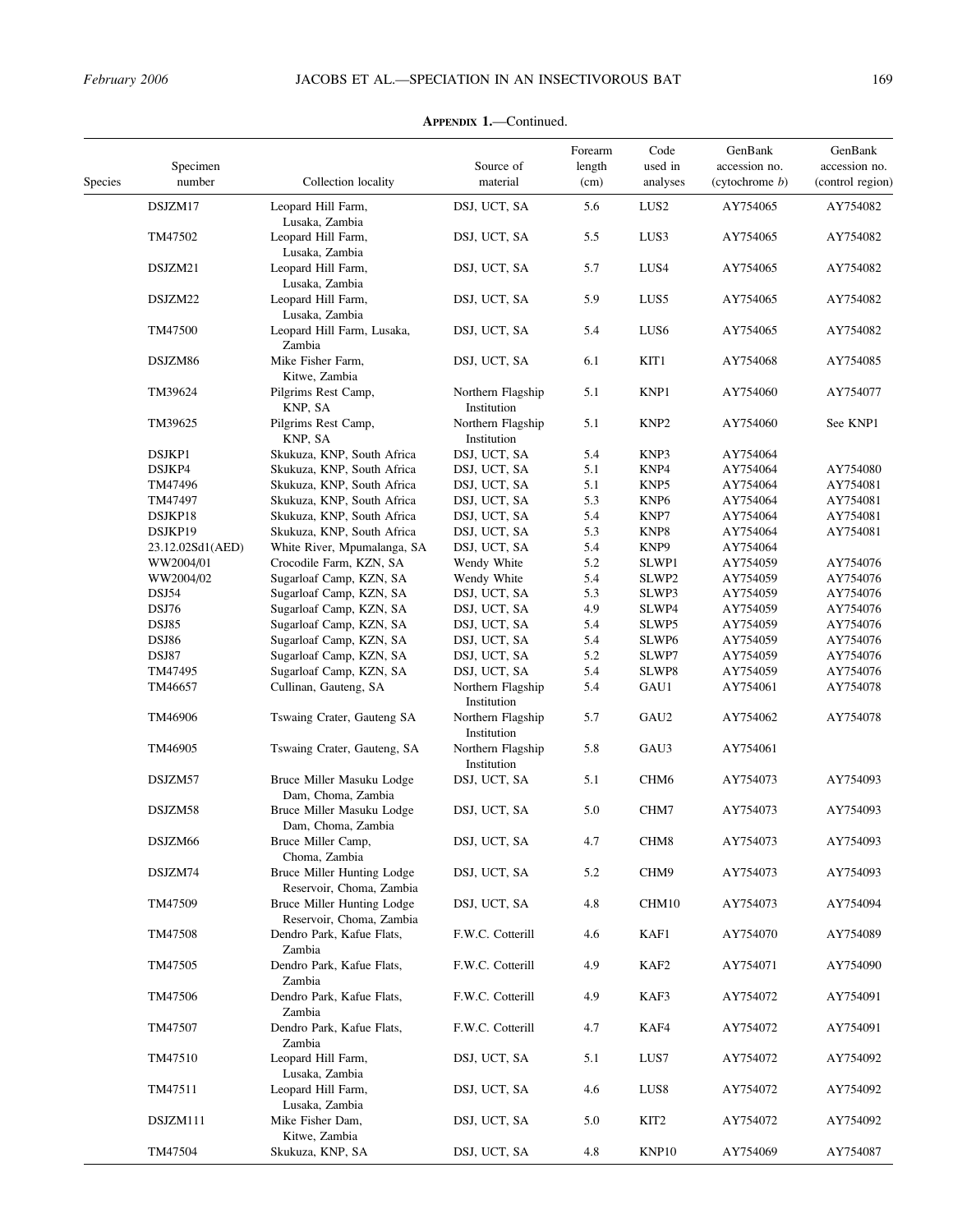**Appendix 1.**—Continued.

| Species | Specimen number | Collection locality | Source of material | Forearm length (cm) | Code used in analyses | GenBank accession no. (cytochrome *b*) | GenBank accession no. (control region) |
|---|---|---|---|---|---|---|---|
| | DSJZM17 | Leopard Hill Farm, Lusaka, Zambia | DSJ, UCT, SA | 5.6 | LUS2 | AY754065 | AY754082 |
| | TM47502 | Leopard Hill Farm, Lusaka, Zambia | DSJ, UCT, SA | 5.5 | LUS3 | AY754065 | AY754082 |
| | DSJZM21 | Leopard Hill Farm, Lusaka, Zambia | DSJ, UCT, SA | 5.7 | LUS4 | AY754065 | AY754082 |
| | DSJZM22 | Leopard Hill Farm, Lusaka, Zambia | DSJ, UCT, SA | 5.9 | LUS5 | AY754065 | AY754082 |
| | TM47500 | Leopard Hill Farm, Lusaka, Zambia | DSJ, UCT, SA | 5.4 | LUS6 | AY754065 | AY754082 |
| | DSJZM86 | Mike Fisher Farm, Kitwe, Zambia | DSJ, UCT, SA | 6.1 | KIT1 | AY754068 | AY754085 |
| | TM39624 | Pilgrims Rest Camp, KNP, SA | Northern Flagship Institution | 5.1 | KNP1 | AY754060 | AY754077 |
| | TM39625 | Pilgrims Rest Camp, KNP, SA | Northern Flagship Institution | 5.1 | KNP2 | AY754060 | See KNP1 |
| | DSJKP1 | Skukuza, KNP, South Africa | DSJ, UCT, SA | 5.4 | KNP3 | AY754064 | |
| | DSJKP4 | Skukuza, KNP, South Africa | DSJ, UCT, SA | 5.1 | KNP4 | AY754064 | AY754080 |
| | TM47496 | Skukuza, KNP, South Africa | DSJ, UCT, SA | 5.1 | KNP5 | AY754064 | AY754081 |
| | TM47497 | Skukuza, KNP, South Africa | DSJ, UCT, SA | 5.3 | KNP6 | AY754064 | AY754081 |
| | DSJKP18 | Skukuza, KNP, South Africa | DSJ, UCT, SA | 5.4 | KNP7 | AY754064 | AY754081 |
| | DSJKP19 | Skukuza, KNP, South Africa | DSJ, UCT, SA | 5.3 | KNP8 | AY754064 | AY754081 |
| | 23.12.02Sd1(AED) | White River, Mpumalanga, SA | DSJ, UCT, SA | 5.4 | KNP9 | AY754064 | |
| | WW2004/01 | Crocodile Farm, KZN, SA | Wendy White | 5.2 | SLWP1 | AY754059 | AY754076 |
| | WW2004/02 | Sugarloaf Camp, KZN, SA | Wendy White | 5.4 | SLWP2 | AY754059 | AY754076 |
| | DSJ54 | Sugarloaf Camp, KZN, SA | DSJ, UCT, SA | 5.3 | SLWP3 | AY754059 | AY754076 |
| | DSJ76 | Sugarloaf Camp, KZN, SA | DSJ, UCT, SA | 4.9 | SLWP4 | AY754059 | AY754076 |
| | DSJ85 | Sugarloaf Camp, KZN, SA | DSJ, UCT, SA | 5.4 | SLWP5 | AY754059 | AY754076 |
| | DSJ86 | Sugarloaf Camp, KZN, SA | DSJ, UCT, SA | 5.4 | SLWP6 | AY754059 | AY754076 |
| | DSJ87 | Sugarloaf Camp, KZN, SA | DSJ, UCT, SA | 5.2 | SLWP7 | AY754059 | AY754076 |
| | TM47495 | Sugarloaf Camp, KZN, SA | DSJ, UCT, SA | 5.4 | SLWP8 | AY754059 | AY754076 |
| | TM46657 | Cullinan, Gauteng, SA | Northern Flagship Institution | 5.4 | GAU1 | AY754061 | AY754078 |
| | TM46906 | Tswaing Crater, Gauteng SA | Northern Flagship Institution | 5.7 | GAU2 | AY754062 | AY754078 |
| | TM46905 | Tswaing Crater, Gauteng, SA | Northern Flagship Institution | 5.8 | GAU3 | AY754061 | |
| | DSJZM57 | Bruce Miller Masuku Lodge Dam, Choma, Zambia | DSJ, UCT, SA | 5.1 | CHM6 | AY754073 | AY754093 |
| | DSJZM58 | Bruce Miller Masuku Lodge Dam, Choma, Zambia | DSJ, UCT, SA | 5.0 | CHM7 | AY754073 | AY754093 |
| | DSJZM66 | Bruce Miller Camp, Choma, Zambia | DSJ, UCT, SA | 4.7 | CHM8 | AY754073 | AY754093 |
| | DSJZM74 | Bruce Miller Hunting Lodge Reservoir, Choma, Zambia | DSJ, UCT, SA | 5.2 | CHM9 | AY754073 | AY754093 |
| | TM47509 | Bruce Miller Hunting Lodge Reservoir, Choma, Zambia | DSJ, UCT, SA | 4.8 | CHM10 | AY754073 | AY754094 |
| | TM47508 | Dendro Park, Kafue Flats, Zambia | F.W.C. Cotterill | 4.6 | KAF1 | AY754070 | AY754089 |
| | TM47505 | Dendro Park, Kafue Flats, Zambia | F.W.C. Cotterill | 4.9 | KAF2 | AY754071 | AY754090 |
| | TM47506 | Dendro Park, Kafue Flats, Zambia | F.W.C. Cotterill | 4.9 | KAF3 | AY754072 | AY754091 |
| | TM47507 | Dendro Park, Kafue Flats, Zambia | F.W.C. Cotterill | 4.7 | KAF4 | AY754072 | AY754091 |
| | TM47510 | Leopard Hill Farm, Lusaka, Zambia | DSJ, UCT, SA | 5.1 | LUS7 | AY754072 | AY754092 |
| | TM47511 | Leopard Hill Farm, Lusaka, Zambia | DSJ, UCT, SA | 4.6 | LUS8 | AY754072 | AY754092 |
| | DSJZM111 | Mike Fisher Dam, Kitwe, Zambia | DSJ, UCT, SA | 5.0 | KIT2 | AY754072 | AY754092 |
| | TM47504 | Skukuza, KNP, SA | DSJ, UCT, SA | 4.8 | KNP10 | AY754069 | AY754087 |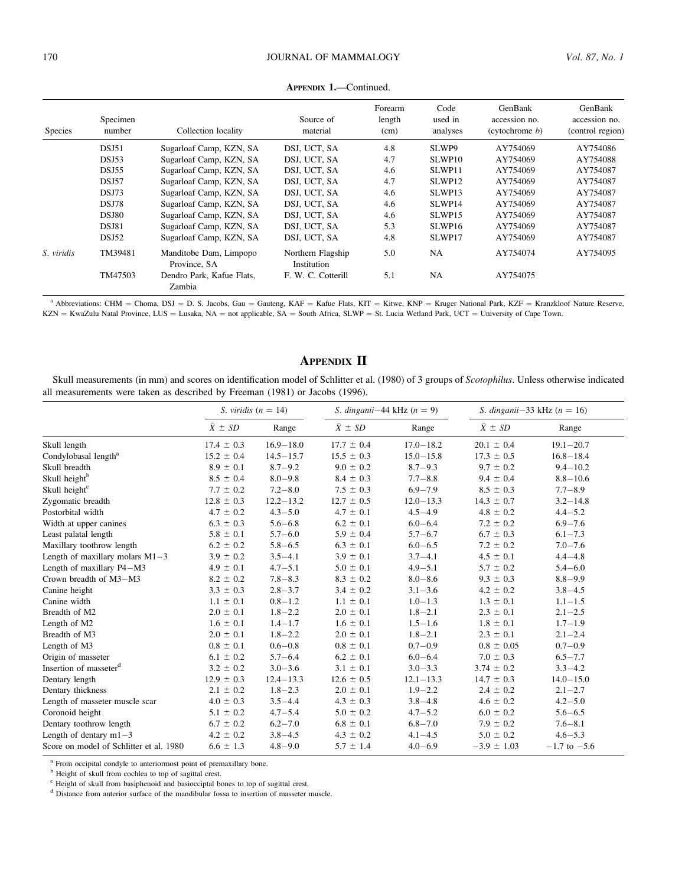**Appendix 1.**—Continued.

| Species | Specimen number | Collection locality | Source of material | Forearm length (cm) | Code used in analyses | GenBank accession no. (cytochrome *b*) | GenBank accession no. (control region) |
|---|---|---|---|---|---|---|---|
| | DSJ51 | Sugarloaf Camp, KZN, SA | DSJ, UCT, SA | 4.8 | SLWP9 | AY754069 | AY754086 |
| | DSJ53 | Sugarloaf Camp, KZN, SA | DSJ, UCT, SA | 4.7 | SLWP10 | AY754069 | AY754088 |
| | DSJ55 | Sugarloaf Camp, KZN, SA | DSJ, UCT, SA | 4.6 | SLWP11 | AY754069 | AY754087 |
| | DSJ57 | Sugarloaf Camp, KZN, SA | DSJ, UCT, SA | 4.7 | SLWP12 | AY754069 | AY754087 |
| | DSJ73 | Sugarloaf Camp, KZN, SA | DSJ, UCT, SA | 4.6 | SLWP13 | AY754069 | AY754087 |
| | DSJ78 | Sugarloaf Camp, KZN, SA | DSJ, UCT, SA | 4.6 | SLWP14 | AY754069 | AY754087 |
| | DSJ80 | Sugarloaf Camp, KZN, SA | DSJ, UCT, SA | 4.6 | SLWP15 | AY754069 | AY754087 |
| | DSJ81 | Sugarloaf Camp, KZN, SA | DSJ, UCT, SA | 5.3 | SLWP16 | AY754069 | AY754087 |
| | DSJ52 | Sugarloaf Camp, KZN, SA | DSJ, UCT, SA | 4.8 | SLWP17 | AY754069 | AY754087 |
| *S. viridis* | TM39481 | Manditobe Dam, Limpopo Province, SA | Northern Flagship Institution | 5.0 | NA | AY754074 | AY754095 |
| | TM47503 | Dendro Park, Kafue Flats, Zambia | F. W. C. Cotterill | 5.1 | NA | AY754075 | |

[a] Abbreviations: CHM = Choma, DSJ = D. S. Jacobs, Gau = Gauteng, KAF = Kafue Flats, KIT = Kitwe, KNP = Kruger National Park, KZF = Kranzkloof Nature Reserve, KZN = KwaZulu Natal Province, LUS = Lusaka, NA = not applicable, SA = South Africa, SLWP = St. Lucia Wetland Park, UCT = University of Cape Town.

## Appendix II

Skull measurements (in mm) and scores on identification model of Schlitter et al. (1980) of 3 groups of *Scotophilus*. Unless otherwise indicated all measurements were taken as described by Freeman (1981) or Jacobs (1996).

| | *S. viridis* ($n = 14$) | | *S. dinganii*—44 kHz ($n = 9$) | | *S. dinganii*—33 kHz ($n = 16$) | |
|---|---|---|---|---|---|---|
| | $\bar{X} \pm SD$ | Range | $\bar{X} \pm SD$ | Range | $\bar{X} \pm SD$ | Range |
| Skull length | 17.4 ± 0.3 | 16.9–18.0 | 17.7 ± 0.4 | 17.0–18.2 | 20.1 ± 0.4 | 19.1–20.7 |
| Condylobasal length[a] | 15.2 ± 0.4 | 14.5–15.7 | 15.5 ± 0.3 | 15.0–15.8 | 17.3 ± 0.5 | 16.8–18.4 |
| Skull breadth | 8.9 ± 0.1 | 8.7–9.2 | 9.0 ± 0.2 | 8.7–9.3 | 9.7 ± 0.2 | 9.4–10.2 |
| Skull height[b] | 8.5 ± 0.4 | 8.0–9.8 | 8.4 ± 0.3 | 7.7–8.8 | 9.4 ± 0.4 | 8.8–10.6 |
| Skull height[c] | 7.7 ± 0.2 | 7.2–8.0 | 7.5 ± 0.3 | 6.9–7.9 | 8.5 ± 0.3 | 7.7–8.9 |
| Zygomatic breadth | 12.8 ± 0.3 | 12.2–13.2 | 12.7 ± 0.5 | 12.0–13.3 | 14.3 ± 0.7 | 3.2–14.8 |
| Postorbital width | 4.7 ± 0.2 | 4.3–5.0 | 4.7 ± 0.1 | 4.5–4.9 | 4.8 ± 0.2 | 4.4–5.2 |
| Width at upper canines | 6.3 ± 0.3 | 5.6–6.8 | 6.2 ± 0.1 | 6.0–6.4 | 7.2 ± 0.2 | 6.9–7.6 |
| Least palatal length | 5.8 ± 0.1 | 5.7–6.0 | 5.9 ± 0.4 | 5.7–6.7 | 6.7 ± 0.3 | 6.1–7.3 |
| Maxillary toothrow length | 6.2 ± 0.2 | 5.8–6.5 | 6.3 ± 0.1 | 6.0–6.5 | 7.2 ± 0.2 | 7.0–7.6 |
| Length of maxillary molars M1–3 | 3.9 ± 0.2 | 3.5–4.1 | 3.9 ± 0.1 | 3.7–4.1 | 4.5 ± 0.1 | 4.4–4.8 |
| Length of maxillary P4–M3 | 4.9 ± 0.1 | 4.7–5.1 | 5.0 ± 0.1 | 4.9–5.1 | 5.7 ± 0.2 | 5.4–6.0 |
| Crown breadth of M3–M3 | 8.2 ± 0.2 | 7.8–8.3 | 8.3 ± 0.2 | 8.0–8.6 | 9.3 ± 0.3 | 8.8–9.9 |
| Canine height | 3.3 ± 0.3 | 2.8–3.7 | 3.4 ± 0.2 | 3.1–3.6 | 4.2 ± 0.2 | 3.8–4.5 |
| Canine width | 1.1 ± 0.1 | 0.8–1.2 | 1.1 ± 0.1 | 1.0–1.3 | 1.3 ± 0.1 | 1.1–1.5 |
| Breadth of M2 | 2.0 ± 0.1 | 1.8–2.2 | 2.0 ± 0.1 | 1.8–2.1 | 2.3 ± 0.1 | 2.1–2.5 |
| Length of M2 | 1.6 ± 0.1 | 1.4–1.7 | 1.6 ± 0.1 | 1.5–1.6 | 1.8 ± 0.1 | 1.7–1.9 |
| Breadth of M3 | 2.0 ± 0.1 | 1.8–2.2 | 2.0 ± 0.1 | 1.8–2.1 | 2.3 ± 0.1 | 2.1–2.4 |
| Length of M3 | 0.8 ± 0.1 | 0.6–0.8 | 0.8 ± 0.1 | 0.7–0.9 | 0.8 ± 0.05 | 0.7–0.9 |
| Origin of masseter | 6.1 ± 0.2 | 5.7–6.4 | 6.2 ± 0.1 | 6.0–6.4 | 7.0 ± 0.3 | 6.5–7.7 |
| Insertion of masseter[d] | 3.2 ± 0.2 | 3.0–3.6 | 3.1 ± 0.1 | 3.0–3.3 | 3.74 ± 0.2 | 3.3–4.2 |
| Dentary length | 12.9 ± 0.3 | 12.4–13.3 | 12.6 ± 0.5 | 12.1–13.3 | 14.7 ± 0.3 | 14.0–15.0 |
| Dentary thickness | 2.1 ± 0.2 | 1.8–2.3 | 2.0 ± 0.1 | 1.9–2.2 | 2.4 ± 0.2 | 2.1–2.7 |
| Length of masseter muscle scar | 4.0 ± 0.3 | 3.5–4.4 | 4.3 ± 0.3 | 3.8–4.8 | 4.6 ± 0.2 | 4.2–5.0 |
| Coronoid height | 5.1 ± 0.2 | 4.7–5.4 | 5.0 ± 0.2 | 4.7–5.2 | 6.0 ± 0.2 | 5.6–6.5 |
| Dentary toothrow length | 6.7 ± 0.2 | 6.2–7.0 | 6.8 ± 0.1 | 6.8–7.0 | 7.9 ± 0.2 | 7.6–8.1 |
| Length of dentary m1–3 | 4.2 ± 0.2 | 3.8–4.5 | 4.3 ± 0.2 | 4.1–4.5 | 5.0 ± 0.2 | 4.6–5.3 |
| Score on model of Schlitter et al. 1980 | 6.6 ± 1.3 | 4.8–9.0 | 5.7 ± 1.4 | 4.0–6.9 | −3.9 ± 1.03 | −1.7 to −5.6 |

[a] From occipital condyle to anteriormost point of premaxillary bone.

[b] Height of skull from cochlea to top of sagittal crest.

[c] Height of skull from basisphenoid and basioccipital bones to top of sagittal crest.

[d] Distance from anterior surface of the mandibular fossa to insertion of masseter muscle.